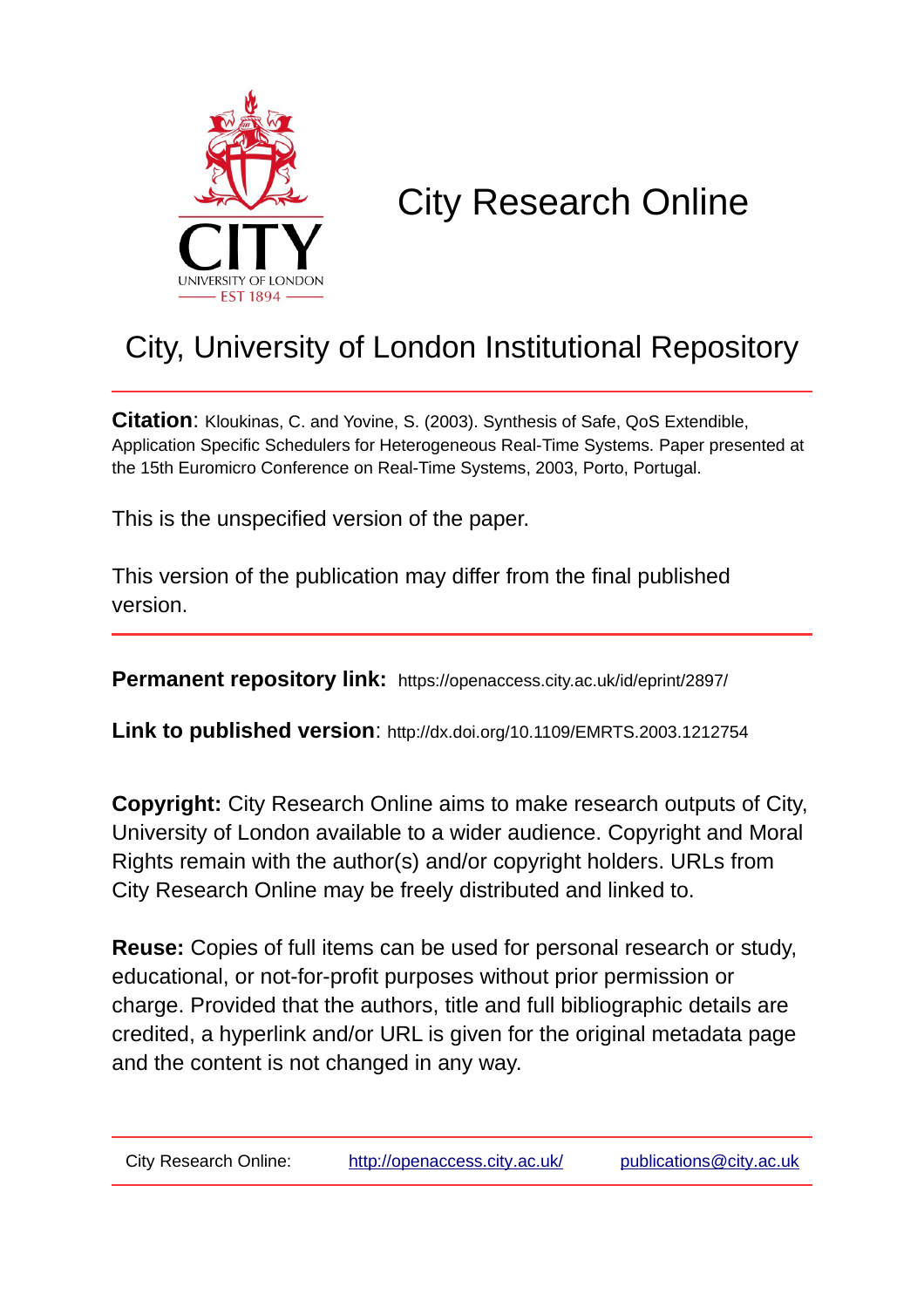# City Research Online

## City, University of London Institutional Repository

**Citation**: Kloukinas, C. and Yovine, S. (2003). Synthesis of Safe, QoS Extendible, Application Specific Schedulers for Heterogeneous Real-Time Systems. Paper presented at the 15th Euromicro Conference on Real-Time Systems, 2003, Porto, Portugal.

This is the unspecified version of the paper.

This version of the publication may differ from the final published version.

**Permanent repository link:** https://openaccess.city.ac.uk/id/eprint/2897/

**Link to published version**: http://dx.doi.org/10.1109/EMRTS.2003.1212754

**Copyright:** City Research Online aims to make research outputs of City, University of London available to a wider audience. Copyright and Moral Rights remain with the author(s) and/or copyright holders. URLs from City Research Online may be freely distributed and linked to.

**Reuse:** Copies of full items can be used for personal research or study, educational, or not-for-profit purposes without prior permission or charge. Provided that the authors, title and full bibliographic details are credited, a hyperlink and/or URL is given for the original metadata page and the content is not changed in any way.

City Research Online: http://openaccess.city.ac.uk/ publications@city.ac.uk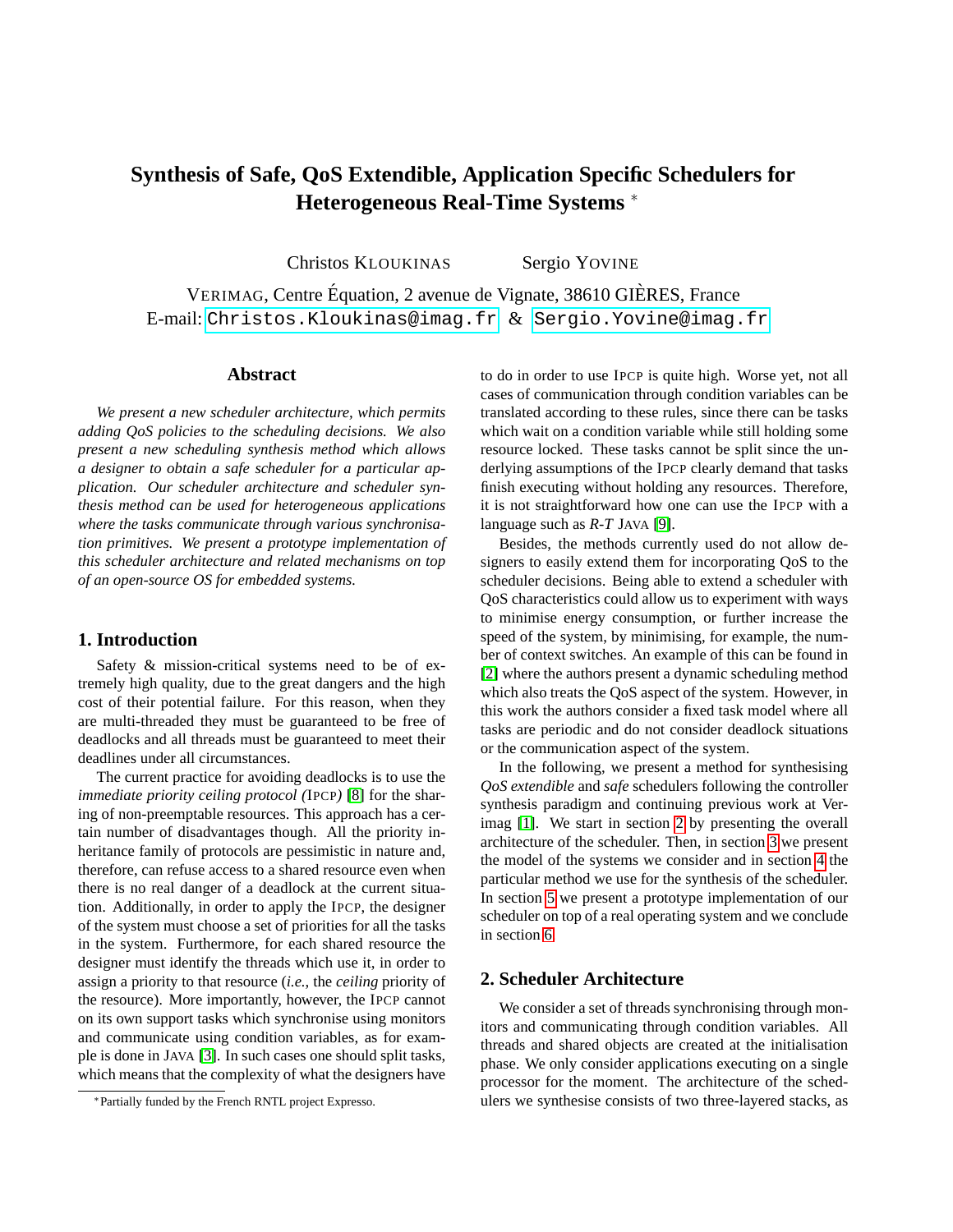# Synthesis of Safe, QoS Extendible, Application Specific Schedulers for Heterogeneous Real-Time Systems *

Christos KLOUKINAS   Sergio YOVINE

VERIMAG, Centre Équation, 2 avenue de Vignate, 38610 GIÈRES, France
E-mail: Christos.Kloukinas@imag.fr & Sergio.Yovine@imag.fr

## Abstract

*We present a new scheduler architecture, which permits adding QoS policies to the scheduling decisions. We also present a new scheduling synthesis method which allows a designer to obtain a safe scheduler for a particular application. Our scheduler architecture and scheduler synthesis method can be used for heterogeneous applications where the tasks communicate through various synchronisation primitives. We present a prototype implementation of this scheduler architecture and related mechanisms on top of an open-source OS for embedded systems.*

## 1. Introduction

Safety & mission-critical systems need to be of extremely high quality, due to the great dangers and the high cost of their potential failure. For this reason, when they are multi-threaded they must be guaranteed to be free of deadlocks and all threads must be guaranteed to meet their deadlines under all circumstances.

The current practice for avoiding deadlocks is to use the *immediate priority ceiling protocol (*IPCP*)* [8] for the sharing of non-preemptable resources. This approach has a certain number of disadvantages though. All the priority inheritance family of protocols are pessimistic in nature and, therefore, can refuse access to a shared resource even when there is no real danger of a deadlock at the current situation. Additionally, in order to apply the IPCP, the designer of the system must choose a set of priorities for all the tasks in the system. Furthermore, for each shared resource the designer must identify the threads which use it, in order to assign a priority to that resource (*i.e.*, the *ceiling* priority of the resource). More importantly, however, the IPCP cannot on its own support tasks which synchronise using monitors and communicate using condition variables, as for example is done in JAVA [3]. In such cases one should split tasks, which means that the complexity of what the designers have to do in order to use IPCP is quite high. Worse yet, not all cases of communication through condition variables can be translated according to these rules, since there can be tasks which wait on a condition variable while still holding some resource locked. These tasks cannot be split since the underlying assumptions of the IPCP clearly demand that tasks finish executing without holding any resources. Therefore, it is not straightforward how one can use the IPCP with a language such as *R-T* JAVA [9].

Besides, the methods currently used do not allow designers to easily extend them for incorporating QoS to the scheduler decisions. Being able to extend a scheduler with QoS characteristics could allow us to experiment with ways to minimise energy consumption, or further increase the speed of the system, by minimising, for example, the number of context switches. An example of this can be found in [2] where the authors present a dynamic scheduling method which also treats the QoS aspect of the system. However, in this work the authors consider a fixed task model where all tasks are periodic and do not consider deadlock situations or the communication aspect of the system.

In the following, we present a method for synthesising *QoS extendible* and *safe* schedulers following the controller synthesis paradigm and continuing previous work at Verimag [1]. We start in section 2 by presenting the overall architecture of the scheduler. Then, in section 3 we present the model of the systems we consider and in section 4 the particular method we use for the synthesis of the scheduler. In section 5 we present a prototype implementation of our scheduler on top of a real operating system and we conclude in section 6.

## 2. Scheduler Architecture

We consider a set of threads synchronising through monitors and communicating through condition variables. All threads and shared objects are created at the initialisation phase. We only consider applications executing on a single processor for the moment. The architecture of the schedulers we synthesise consists of two three-layered stacks, as

*Partially funded by the French RNTL project Expresso.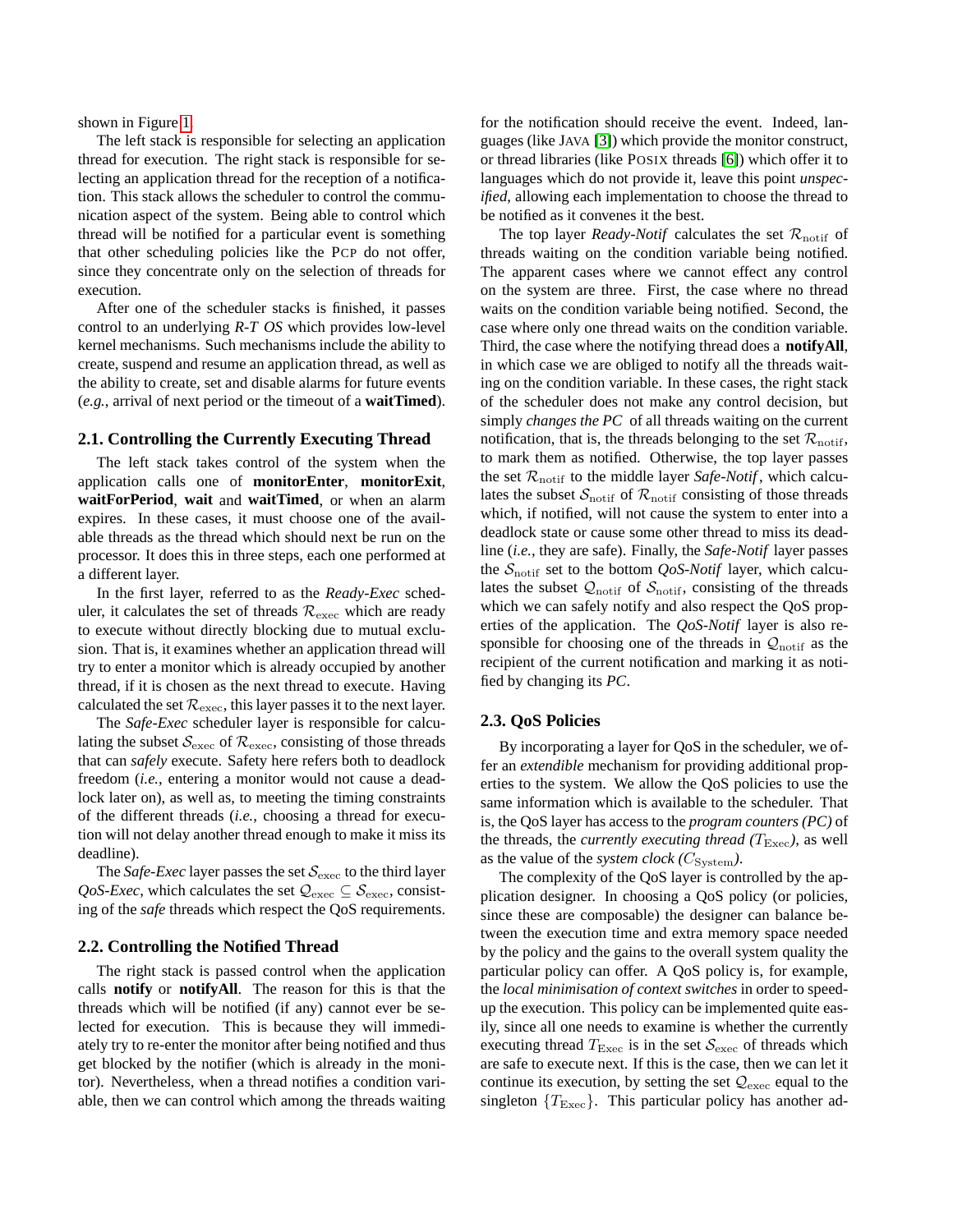shown in Figure 1.

The left stack is responsible for selecting an application thread for execution. The right stack is responsible for selecting an application thread for the reception of a notification. This stack allows the scheduler to control the communication aspect of the system. Being able to control which thread will be notified for a particular event is something that other scheduling policies like the PCP do not offer, since they concentrate only on the selection of threads for execution.

After one of the scheduler stacks is finished, it passes control to an underlying *R-T OS* which provides low-level kernel mechanisms. Such mechanisms include the ability to create, suspend and resume an application thread, as well as the ability to create, set and disable alarms for future events (*e.g.*, arrival of next period or the timeout of a **waitTimed**).

### 2.1. Controlling the Currently Executing Thread

The left stack takes control of the system when the application calls one of **monitorEnter**, **monitorExit**, **waitForPeriod**, **wait** and **waitTimed**, or when an alarm expires. In these cases, it must choose one of the available threads as the thread which should next be run on the processor. It does this in three steps, each one performed at a different layer.

In the first layer, referred to as the *Ready-Exec* scheduler, it calculates the set of threads $\mathcal{R}_{\text{exec}}$ which are ready to execute without directly blocking due to mutual exclusion. That is, it examines whether an application thread will try to enter a monitor which is already occupied by another thread, if it is chosen as the next thread to execute. Having calculated the set $\mathcal{R}_{\text{exec}}$, this layer passes it to the next layer.

The *Safe-Exec* scheduler layer is responsible for calculating the subset $\mathcal{S}_{\text{exec}}$ of $\mathcal{R}_{\text{exec}}$, consisting of those threads that can *safely* execute. Safety here refers both to deadlock freedom (*i.e.*, entering a monitor would not cause a deadlock later on), as well as, to meeting the timing constraints of the different threads (*i.e.*, choosing a thread for execution will not delay another thread enough to make it miss its deadline).

The *Safe-Exec* layer passes the set $\mathcal{S}_{\text{exec}}$ to the third layer *QoS-Exec*, which calculates the set $\mathcal{Q}_{\text{exec}} \subseteq \mathcal{S}_{\text{exec}}$, consisting of the *safe* threads which respect the QoS requirements.

### 2.2. Controlling the Notified Thread

The right stack is passed control when the application calls **notify** or **notifyAll**. The reason for this is that the threads which will be notified (if any) cannot ever be selected for execution. This is because they will immediately try to re-enter the monitor after being notified and thus get blocked by the notifier (which is already in the monitor). Nevertheless, when a thread notifies a condition variable, then we can control which among the threads waiting for the notification should receive the event. Indeed, languages (like JAVA [3]) which provide the monitor construct, or thread libraries (like POSIX threads [6]) which offer it to languages which do not provide it, leave this point *unspecified*, allowing each implementation to choose the thread to be notified as it convenes it the best.

The top layer *Ready-Notif* calculates the set $\mathcal{R}_{\text{notif}}$ of threads waiting on the condition variable being notified. The apparent cases where we cannot effect any control on the system are three. First, the case where no thread waits on the condition variable being notified. Second, the case where only one thread waits on the condition variable. Third, the case where the notifying thread does a **notifyAll**, in which case we are obliged to notify all the threads waiting on the condition variable. In these cases, the right stack of the scheduler does not make any control decision, but simply *changes the PC* of all threads waiting on the current notification, that is, the threads belonging to the set $\mathcal{R}_{\text{notif}}$, to mark them as notified. Otherwise, the top layer passes the set $\mathcal{R}_{\text{notif}}$ to the middle layer *Safe-Notif*, which calculates the subset $\mathcal{S}_{\text{notif}}$ of $\mathcal{R}_{\text{notif}}$ consisting of those threads which, if notified, will not cause the system to enter into a deadlock state or cause some other thread to miss its deadline (*i.e.*, they are safe). Finally, the *Safe-Notif* layer passes the $\mathcal{S}_{\text{notif}}$ set to the bottom *QoS-Notif* layer, which calculates the subset $\mathcal{Q}_{\text{notif}}$ of $\mathcal{S}_{\text{notif}}$, consisting of the threads which we can safely notify and also respect the QoS properties of the application. The *QoS-Notif* layer is also responsible for choosing one of the threads in $\mathcal{Q}_{\text{notif}}$ as the recipient of the current notification and marking it as notified by changing its *PC*.

### 2.3. QoS Policies

By incorporating a layer for QoS in the scheduler, we offer an *extendible* mechanism for providing additional properties to the system. We allow the QoS policies to use the same information which is available to the scheduler. That is, the QoS layer has access to the *program counters (PC)* of the threads, the *currently executing thread ($T_{\text{Exec}}$)*, as well as the value of the *system clock ($C_{\text{System}}$)*.

The complexity of the QoS layer is controlled by the application designer. In choosing a QoS policy (or policies, since these are composable) the designer can balance between the execution time and extra memory space needed by the policy and the gains to the overall system quality the particular policy can offer. A QoS policy is, for example, the *local minimisation of context switches* in order to speed-up the execution. This policy can be implemented quite easily, since all one needs to examine is whether the currently executing thread $T_{\text{Exec}}$ is in the set $\mathcal{S}_{\text{exec}}$ of threads which are safe to execute next. If this is the case, then we can let it continue its execution, by setting the set $\mathcal{Q}_{\text{exec}}$ equal to the singleton $\{T_{\text{Exec}}\}$. This particular policy has another ad-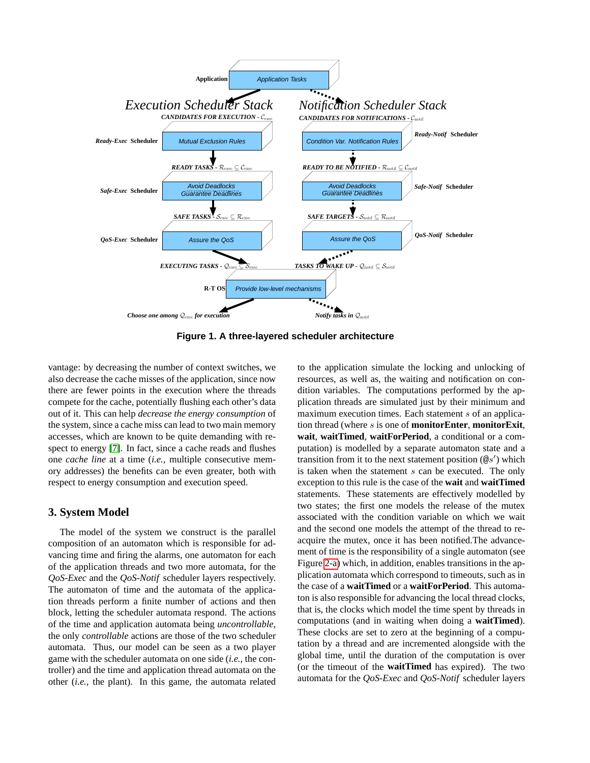Application

Application Tasks

Execution Scheduler Stack

Notification Scheduler Stack

CANDIDATES FOR EXECUTION - $\mathcal{C}_{\text{exec}}$

CANDIDATES FOR NOTIFICATIONS - $\mathcal{C}_{\text{notif}}$

*Ready-Exec* Scheduler

Mutual Exclusion Rules

Condition Var. Notification Rules

*Ready-Notif* Scheduler

READY TASKS - $\mathcal{R}_{\text{exec}} \subseteq \mathcal{C}_{\text{exec}}$

READY TO BE NOTIFIED - $\mathcal{R}_{\text{notif}} \subseteq \mathcal{C}_{\text{notif}}$

*Safe-Exec* Scheduler

Avoid Deadlocks
Guarantee Deadlines

Avoid Deadlocks
Guarantee Deadlines

*Safe-Notif* Scheduler

SAFE TASKS - $\mathcal{S}_{\text{exec}} \subseteq \mathcal{R}_{\text{exec}}$

SAFE TARGETS - $\mathcal{S}_{\text{notif}} \subseteq \mathcal{R}_{\text{notif}}$

*QoS-Exec* Scheduler

Assure the QoS

Assure the QoS

*QoS-Notif* Scheduler

EXECUTING TASKS - $\mathcal{Q}_{\text{exec}} \subseteq \mathcal{S}_{\text{exec}}$

TASKS TO WAKE UP - $\mathcal{Q}_{\text{notif}} \subseteq \mathcal{S}_{\text{notif}}$

R-T OS

Provide low-level mechanisms

Choose one among $\mathcal{Q}_{\text{exec}}$ for execution

Notify tasks in $\mathcal{Q}_{\text{notif}}$

**Figure 1. A three-layered scheduler architecture**

vantage: by decreasing the number of context switches, we also decrease the cache misses of the application, since now there are fewer points in the execution where the threads compete for the cache, potentially flushing each other's data out of it. This can help *decrease the energy consumption* of the system, since a cache miss can lead to two main memory accesses, which are known to be quite demanding with respect to energy [7]. In fact, since a cache reads and flushes one *cache line* at a time (*i.e.*, multiple consecutive memory addresses) the benefits can be even greater, both with respect to energy consumption and execution speed.

## 3. System Model

The model of the system we construct is the parallel composition of an automaton which is responsible for advancing time and firing the alarms, one automaton for each of the application threads and two more automata, for the *QoS-Exec* and the *QoS-Notif* scheduler layers respectively. The automaton of time and the automata of the application threads perform a finite number of actions and then block, letting the scheduler automata respond. The actions of the time and application automata being *uncontrollable*, the only *controllable* actions are those of the two scheduler automata. Thus, our model can be seen as a two player game with the scheduler automata on one side (*i.e.*, the controller) and the time and application thread automata on the other (*i.e.*, the plant). In this game, the automata related to the application simulate the locking and unlocking of resources, as well as, the waiting and notification on condition variables. The computations performed by the application threads are simulated just by their minimum and maximum execution times. Each statement $s$ of an application thread (where $s$ is one of **monitorEnter**, **monitorExit**, **wait**, **waitTimed**, **waitForPeriod**, a conditional or a computation) is modelled by a separate automaton state and a transition from it to the next statement position ($@s'$) which is taken when the statement $s$ can be executed. The only exception to this rule is the case of the **wait** and **waitTimed** statements. These statements are effectively modelled by two states; the first one models the release of the mutex associated with the condition variable on which we wait and the second one models the attempt of the thread to reacquire the mutex, once it has been notified.The advancement of time is the responsibility of a single automaton (see Figure 2-a) which, in addition, enables transitions in the application automata which correspond to timeouts, such as in the case of a **waitTimed** or a **waitForPeriod**. This automaton is also responsible for advancing the local thread clocks, that is, the clocks which model the time spent by threads in computations (and in waiting when doing a **waitTimed**). These clocks are set to zero at the beginning of a computation by a thread and are incremented alongside with the global time, until the duration of the computation is over (or the timeout of the **waitTimed** has expired). The two automata for the *QoS-Exec* and *QoS-Notif* scheduler layers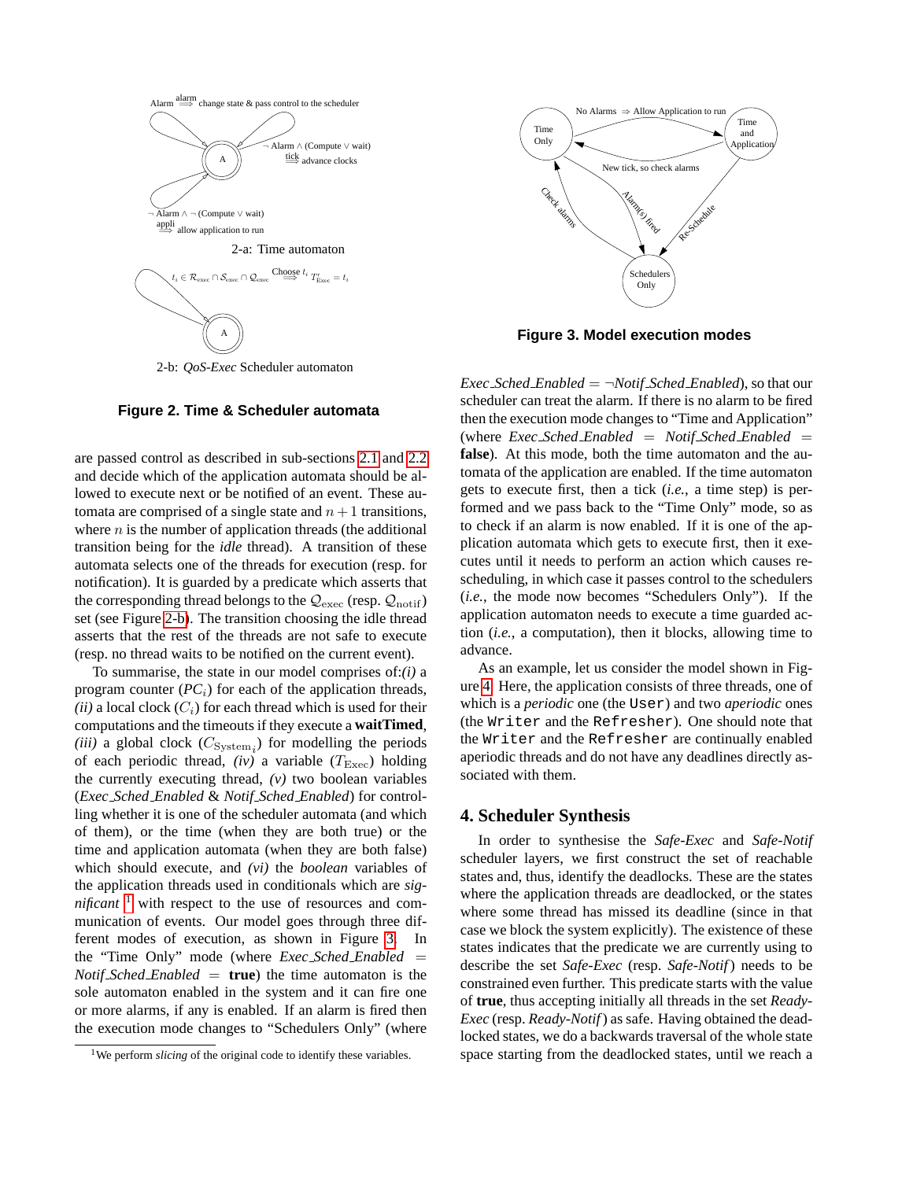Alarm $\overset{\text{alarm}}{\Longrightarrow}$ change state & pass control to the scheduler

$\neg$ Alarm $\wedge$ (Compute $\vee$ wait) $\overset{\text{tick}}{\Longrightarrow}$ advance clocks

$\neg$ Alarm $\wedge$ $\neg$ (Compute $\vee$ wait) $\overset{\text{appli}}{\Longrightarrow}$ allow application to run

2-a: Time automaton

$t_i \in \mathcal{R}_{\text{exec}} \cap \mathcal{S}_{\text{exec}} \cap \mathcal{Q}_{\text{exec}} \overset{\text{Choose } t_i}{\Longrightarrow} T^{\prime}_{\text{Exec}} = t_i$

2-b: *QoS-Exec* Scheduler automaton

**Figure 2. Time & Scheduler automata**

are passed control as described in sub-sections 2.1 and 2.2 and decide which of the application automata should be allowed to execute next or be notified of an event. These automata are comprised of a single state and $n+1$ transitions, where $n$ is the number of application threads (the additional transition being for the *idle* thread). A transition of these automata selects one of the threads for execution (resp. for notification). It is guarded by a predicate which asserts that the corresponding thread belongs to the $\mathcal{Q}_{\text{exec}}$ (resp. $\mathcal{Q}_{\text{notif}}$) set (see Figure 2-b). The transition choosing the idle thread asserts that the rest of the threads are not safe to execute (resp. no thread waits to be notified on the current event).

To summarise, the state in our model comprises of:*(i)* a program counter ($PC_i$) for each of the application threads, *(ii)* a local clock ($C_i$) for each thread which is used for their computations and the timeouts if they execute a **waitTimed**, *(iii)* a global clock ($C_{\text{System}_i}$) for modelling the periods of each periodic thread, *(iv)* a variable ($T_{\text{Exec}}$) holding the currently executing thread, *(v)* two boolean variables (*Exec_Sched_Enabled* & *Notif_Sched_Enabled*) for controlling whether it is one of the scheduler automata (and which of them), or the time (when they are both true) or the time and application automata (when they are both false) which should execute, and *(vi)* the *boolean* variables of the application threads used in conditionals which are *significant* [1] with respect to the use of resources and communication of events. Our model goes through three different modes of execution, as shown in Figure 3. In the "Time Only" mode (where *Exec_Sched_Enabled* $=$ *Notif_Sched_Enabled* $=$ **true**) the time automaton is the sole automaton enabled in the system and it can fire one or more alarms, if any is enabled. If an alarm is fired then the execution mode changes to "Schedulers Only" (where *Exec_Sched_Enabled* $= \neg$*Notif_Sched_Enabled*), so that our scheduler can treat the alarm. If there is no alarm to be fired then the execution mode changes to "Time and Application" (where *Exec_Sched_Enabled* $=$ *Notif_Sched_Enabled* $=$ **false**). At this mode, both the time automaton and the automata of the application are enabled. If the time automaton gets to execute first, then a tick (*i.e.*, a time step) is performed and we pass back to the "Time Only" mode, so as to check if an alarm is now enabled. If it is one of the application automata which gets to execute first, then it executes until it needs to perform an action which causes rescheduling, in which case it passes control to the schedulers (*i.e.*, the mode now becomes "Schedulers Only"). If the application automaton needs to execute a time guarded action (*i.e.*, a computation), then it blocks, allowing time to advance.

[1] We perform *slicing* of the original code to identify these variables.

Time Only — No Alarms $\Rightarrow$ Allow Application to run — Time and Application

New tick, so check alarms

Check alarms — Alarm(s) fired — Re-Schedule

Schedulers Only

**Figure 3. Model execution modes**

As an example, let us consider the model shown in Figure 4. Here, the application consists of three threads, one of which is a *periodic* one (the `User`) and two *aperiodic* ones (the `Writer` and the `Refresher`). One should note that the `Writer` and the `Refresher` are continually enabled aperiodic threads and do not have any deadlines directly associated with them.

## 4. Scheduler Synthesis

In order to synthesise the *Safe-Exec* and *Safe-Notif* scheduler layers, we first construct the set of reachable states and, thus, identify the deadlocks. These are the states where the application threads are deadlocked, or the states where some thread has missed its deadline (since in that case we block the system explicitly). The existence of these states indicates that the predicate we are currently using to describe the set *Safe-Exec* (resp. *Safe-Notif*) needs to be constrained even further. This predicate starts with the value of **true**, thus accepting initially all threads in the set *Ready-Exec* (resp. *Ready-Notif*) as safe. Having obtained the deadlocked states, we do a backwards traversal of the whole state space starting from the deadlocked states, until we reach a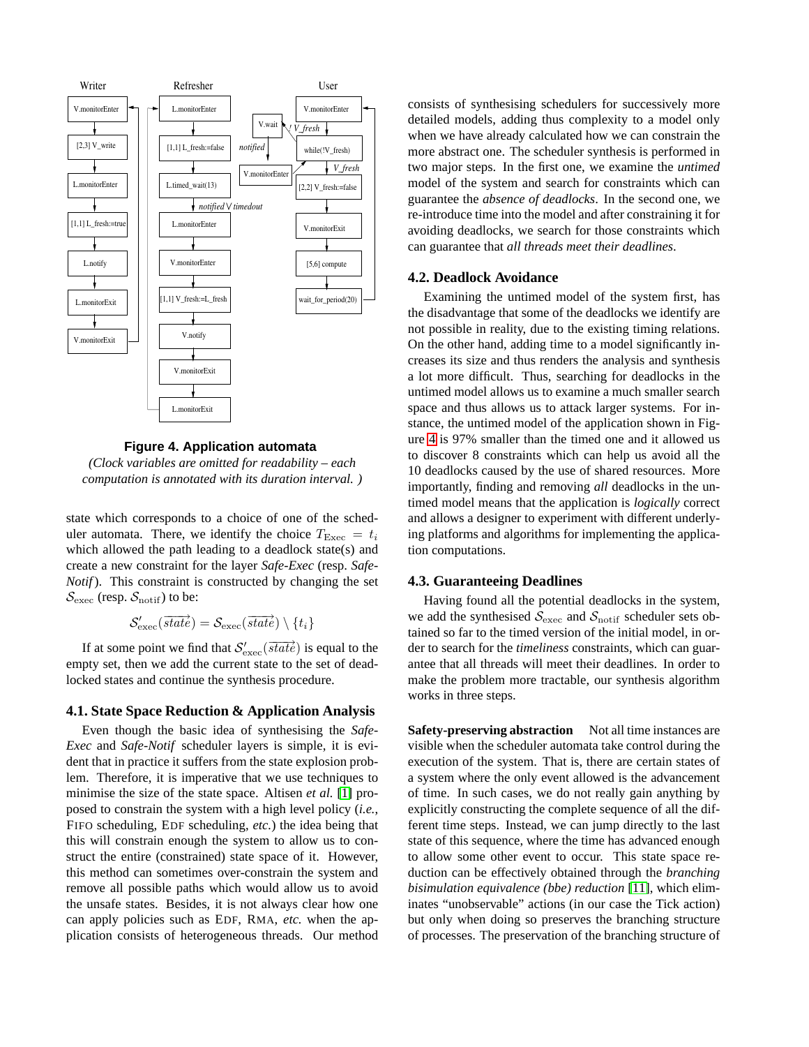**Figure 4. Application automata**

*(Clock variables are omitted for readability – each computation is annotated with its duration interval. )*

state which corresponds to a choice of one of the scheduler automata. There, we identify the choice $T_{\text{Exec}} = t_i$ which allowed the path leading to a deadlock state(s) and create a new constraint for the layer *Safe-Exec* (resp. *Safe-Notif*). This constraint is constructed by changing the set $\mathcal{S}_{\text{exec}}$ (resp. $\mathcal{S}_{\text{notif}}$) to be:

$$\mathcal{S}'_{\text{exec}}(\overrightarrow{state}) = \mathcal{S}_{\text{exec}}(\overrightarrow{state}) \setminus \{t_i\}$$

If at some point we find that $\mathcal{S}'_{\text{exec}}(\overrightarrow{state})$ is equal to the empty set, then we add the current state to the set of deadlocked states and continue the synthesis procedure.

### 4.1. State Space Reduction & Application Analysis

Even though the basic idea of synthesising the *Safe-Exec* and *Safe-Notif* scheduler layers is simple, it is evident that in practice it suffers from the state explosion problem. Therefore, it is imperative that we use techniques to minimise the size of the state space. Altisen *et al.* [1] proposed to constrain the system with a high level policy (*i.e.*, FIFO scheduling, EDF scheduling, *etc.*) the idea being that this will constrain enough the system to allow us to construct the entire (constrained) state space of it. However, this method can sometimes over-constrain the system and remove all possible paths which would allow us to avoid the unsafe states. Besides, it is not always clear how one can apply policies such as EDF, RMA, *etc.* when the application consists of heterogeneous threads. Our method consists of synthesising schedulers for successively more detailed models, adding thus complexity to a model only when we have already calculated how we can constrain the more abstract one. The scheduler synthesis is performed in two major steps. In the first one, we examine the *untimed* model of the system and search for constraints which can guarantee the *absence of deadlocks*. In the second one, we re-introduce time into the model and after constraining it for avoiding deadlocks, we search for those constraints which can guarantee that *all threads meet their deadlines*.

### 4.2. Deadlock Avoidance

Examining the untimed model of the system first, has the disadvantage that some of the deadlocks we identify are not possible in reality, due to the existing timing relations. On the other hand, adding time to a model significantly increases its size and thus renders the analysis and synthesis a lot more difficult. Thus, searching for deadlocks in the untimed model allows us to examine a much smaller search space and thus allows us to attack larger systems. For instance, the untimed model of the application shown in Figure 4 is 97% smaller than the timed one and it allowed us to discover 8 constraints which can help us avoid all the 10 deadlocks caused by the use of shared resources. More importantly, finding and removing *all* deadlocks in the untimed model means that the application is *logically* correct and allows a designer to experiment with different underlying platforms and algorithms for implementing the application computations.

### 4.3. Guaranteeing Deadlines

Having found all the potential deadlocks in the system, we add the synthesised $\mathcal{S}_{\text{exec}}$ and $\mathcal{S}_{\text{notif}}$ scheduler sets obtained so far to the timed version of the initial model, in order to search for the *timeliness* constraints, which can guarantee that all threads will meet their deadlines. In order to make the problem more tractable, our synthesis algorithm works in three steps.

**Safety-preserving abstraction** Not all time instances are visible when the scheduler automata take control during the execution of the system. That is, there are certain states of a system where the only event allowed is the advancement of time. In such cases, we do not really gain anything by explicitly constructing the complete sequence of all the different time steps. Instead, we can jump directly to the last state of this sequence, where the time has advanced enough to allow some other event to occur. This state space reduction can be effectively obtained through the *branching bisimulation equivalence (bbe) reduction* [11], which eliminates "unobservable" actions (in our case the Tick action) but only when doing so preserves the branching structure of processes. The preservation of the branching structure of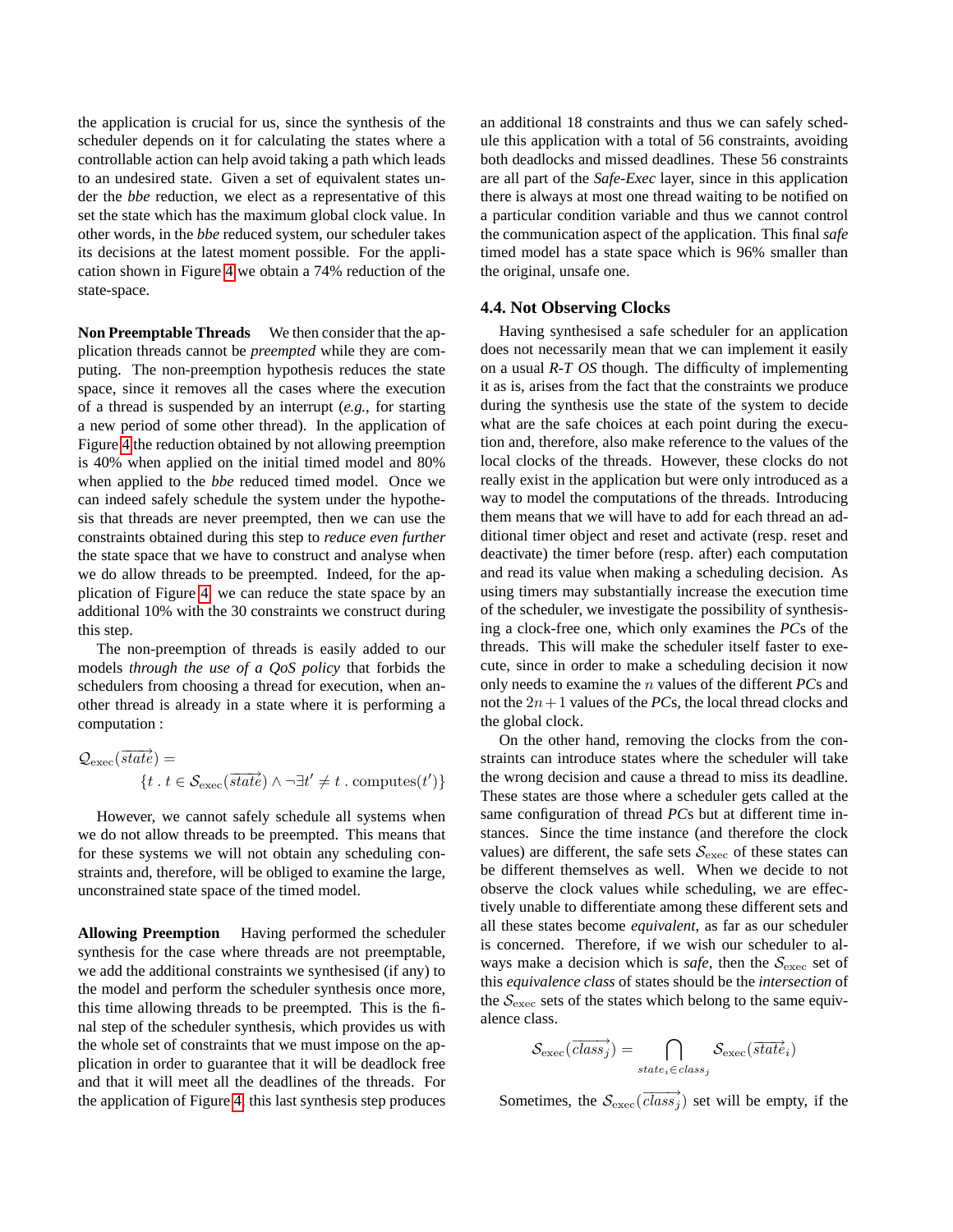the application is crucial for us, since the synthesis of the scheduler depends on it for calculating the states where a controllable action can help avoid taking a path which leads to an undesired state. Given a set of equivalent states under the *bbe* reduction, we elect as a representative of this set the state which has the maximum global clock value. In other words, in the *bbe* reduced system, our scheduler takes its decisions at the latest moment possible. For the application shown in Figure 4 we obtain a 74% reduction of the state-space.

**Non Preemptable Threads** We then consider that the application threads cannot be *preempted* while they are computing. The non-preemption hypothesis reduces the state space, since it removes all the cases where the execution of a thread is suspended by an interrupt (*e.g.*, for starting a new period of some other thread). In the application of Figure 4 the reduction obtained by not allowing preemption is 40% when applied on the initial timed model and 80% when applied to the *bbe* reduced timed model. Once we can indeed safely schedule the system under the hypothesis that threads are never preempted, then we can use the constraints obtained during this step to *reduce even further* the state space that we have to construct and analyse when we do allow threads to be preempted. Indeed, for the application of Figure 4, we can reduce the state space by an additional 10% with the 30 constraints we construct during this step.

The non-preemption of threads is easily added to our models *through the use of a QoS policy* that forbids the schedulers from choosing a thread for execution, when another thread is already in a state where it is performing a computation :

$$\mathcal{Q}_{\text{exec}}(\overrightarrow{state}) = \{t \,.\, t \in \mathcal{S}_{\text{exec}}(\overrightarrow{state}) \wedge \neg\exists t' \neq t \,.\, \text{computes}(t')\}$$

However, we cannot safely schedule all systems when we do not allow threads to be preempted. This means that for these systems we will not obtain any scheduling constraints and, therefore, will be obliged to examine the large, unconstrained state space of the timed model.

**Allowing Preemption** Having performed the scheduler synthesis for the case where threads are not preemptable, we add the additional constraints we synthesised (if any) to the model and perform the scheduler synthesis once more, this time allowing threads to be preempted. This is the final step of the scheduler synthesis, which provides us with the whole set of constraints that we must impose on the application in order to guarantee that it will be deadlock free and that it will meet all the deadlines of the threads. For the application of Figure 4, this last synthesis step produces an additional 18 constraints and thus we can safely schedule this application with a total of 56 constraints, avoiding both deadlocks and missed deadlines. These 56 constraints are all part of the *Safe-Exec* layer, since in this application there is always at most one thread waiting to be notified on a particular condition variable and thus we cannot control the communication aspect of the application. This final *safe* timed model has a state space which is 96% smaller than the original, unsafe one.

### 4.4. Not Observing Clocks

Having synthesised a safe scheduler for an application does not necessarily mean that we can implement it easily on a usual *R-T OS* though. The difficulty of implementing it as is, arises from the fact that the constraints we produce during the synthesis use the state of the system to decide what are the safe choices at each point during the execution and, therefore, also make reference to the values of the local clocks of the threads. However, these clocks do not really exist in the application but were only introduced as a way to model the computations of the threads. Introducing them means that we will have to add for each thread an additional timer object and reset and activate (resp. reset and deactivate) the timer before (resp. after) each computation and read its value when making a scheduling decision. As using timers may substantially increase the execution time of the scheduler, we investigate the possibility of synthesising a clock-free one, which only examines the *PC*s of the threads. This will make the scheduler itself faster to execute, since in order to make a scheduling decision it now only needs to examine the $n$ values of the different *PC*s and not the $2n+1$ values of the *PC*s, the local thread clocks and the global clock.

On the other hand, removing the clocks from the constraints can introduce states where the scheduler will take the wrong decision and cause a thread to miss its deadline. These states are those where a scheduler gets called at the same configuration of thread *PC*s but at different time instances. Since the time instance (and therefore the clock values) are different, the safe sets $\mathcal{S}_{\text{exec}}$ of these states can be different themselves as well. When we decide to not observe the clock values while scheduling, we are effectively unable to differentiate among these different sets and all these states become *equivalent*, as far as our scheduler is concerned. Therefore, if we wish our scheduler to always make a decision which is *safe*, then the $\mathcal{S}_{\text{exec}}$ set of this *equivalence class* of states should be the *intersection* of the $\mathcal{S}_{\text{exec}}$ sets of the states which belong to the same equivalence class.

$$\mathcal{S}_{\text{exec}}(\overrightarrow{class_j}) = \bigcap_{state_i \in class_j} \mathcal{S}_{\text{exec}}(\overrightarrow{state_i})$$

Sometimes, the $\mathcal{S}_{\text{exec}}(\overrightarrow{class_j})$ set will be empty, if the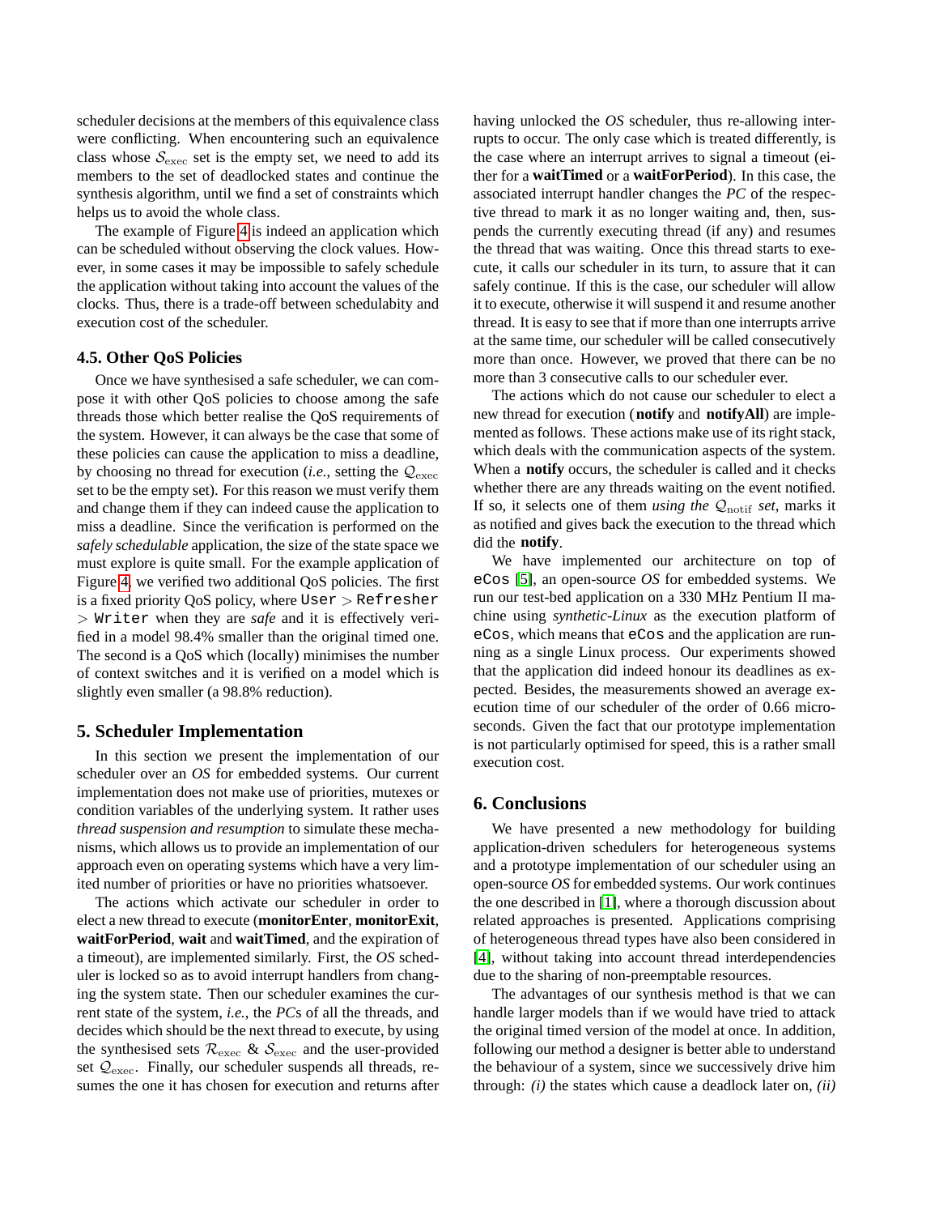scheduler decisions at the members of this equivalence class were conflicting. When encountering such an equivalence class whose $\mathcal{S}_{\mathrm{exec}}$ set is the empty set, we need to add its members to the set of deadlocked states and continue the synthesis algorithm, until we find a set of constraints which helps us to avoid the whole class.

The example of Figure 4 is indeed an application which can be scheduled without observing the clock values. However, in some cases it may be impossible to safely schedule the application without taking into account the values of the clocks. Thus, there is a trade-off between schedulabity and execution cost of the scheduler.

### 4.5. Other QoS Policies

Once we have synthesised a safe scheduler, we can compose it with other QoS policies to choose among the safe threads those which better realise the QoS requirements of the system. However, it can always be the case that some of these policies can cause the application to miss a deadline, by choosing no thread for execution (*i.e.*, setting the $\mathcal{Q}_{\mathrm{exec}}$ set to be the empty set). For this reason we must verify them and change them if they can indeed cause the application to miss a deadline. Since the verification is performed on the *safely schedulable* application, the size of the state space we must explore is quite small. For the example application of Figure 4, we verified two additional QoS policies. The first is a fixed priority QoS policy, where `User` $>$ `Refresher` $>$ `Writer` when they are *safe* and it is effectively verified in a model 98.4% smaller than the original timed one. The second is a QoS which (locally) minimises the number of context switches and it is verified on a model which is slightly even smaller (a 98.8% reduction).

## 5. Scheduler Implementation

In this section we present the implementation of our scheduler over an *OS* for embedded systems. Our current implementation does not make use of priorities, mutexes or condition variables of the underlying system. It rather uses *thread suspension and resumption* to simulate these mechanisms, which allows us to provide an implementation of our approach even on operating systems which have a very limited number of priorities or have no priorities whatsoever.

The actions which activate our scheduler in order to elect a new thread to execute (**monitorEnter**, **monitorExit**, **waitForPeriod**, **wait** and **waitTimed**, and the expiration of a timeout), are implemented similarly. First, the *OS* scheduler is locked so as to avoid interrupt handlers from changing the system state. Then our scheduler examines the current state of the system, *i.e.*, the *PC*s of all the threads, and decides which should be the next thread to execute, by using the synthesised sets $\mathcal{R}_{\mathrm{exec}}$ & $\mathcal{S}_{\mathrm{exec}}$ and the user-provided set $\mathcal{Q}_{\mathrm{exec}}$. Finally, our scheduler suspends all threads, resumes the one it has chosen for execution and returns after having unlocked the *OS* scheduler, thus re-allowing interrupts to occur. The only case which is treated differently, is the case where an interrupt arrives to signal a timeout (either for a **waitTimed** or a **waitForPeriod**). In this case, the associated interrupt handler changes the *PC* of the respective thread to mark it as no longer waiting and, then, suspends the currently executing thread (if any) and resumes the thread that was waiting. Once this thread starts to execute, it calls our scheduler in its turn, to assure that it can safely continue. If this is the case, our scheduler will allow it to execute, otherwise it will suspend it and resume another thread. It is easy to see that if more than one interrupts arrive at the same time, our scheduler will be called consecutively more than once. However, we proved that there can be no more than 3 consecutive calls to our scheduler ever.

The actions which do not cause our scheduler to elect a new thread for execution (**notify** and **notifyAll**) are implemented as follows. These actions make use of its right stack, which deals with the communication aspects of the system. When a **notify** occurs, the scheduler is called and it checks whether there are any threads waiting on the event notified. If so, it selects one of them *using the* $\mathcal{Q}_{\mathrm{notif}}$ *set*, marks it as notified and gives back the execution to the thread which did the **notify**.

We have implemented our architecture on top of `eCos` [5], an open-source *OS* for embedded systems. We run our test-bed application on a 330 MHz Pentium II machine using *synthetic-Linux* as the execution platform of `eCos`, which means that `eCos` and the application are running as a single Linux process. Our experiments showed that the application did indeed honour its deadlines as expected. Besides, the measurements showed an average execution time of our scheduler of the order of 0.66 microseconds. Given the fact that our prototype implementation is not particularly optimised for speed, this is a rather small execution cost.

## 6. Conclusions

We have presented a new methodology for building application-driven schedulers for heterogeneous systems and a prototype implementation of our scheduler using an open-source *OS* for embedded systems. Our work continues the one described in [1], where a thorough discussion about related approaches is presented. Applications comprising of heterogeneous thread types have also been considered in [4], without taking into account thread interdependencies due to the sharing of non-preemptable resources.

The advantages of our synthesis method is that we can handle larger models than if we would have tried to attack the original timed version of the model at once. In addition, following our method a designer is better able to understand the behaviour of a system, since we successively drive him through: *(i)* the states which cause a deadlock later on, *(ii)*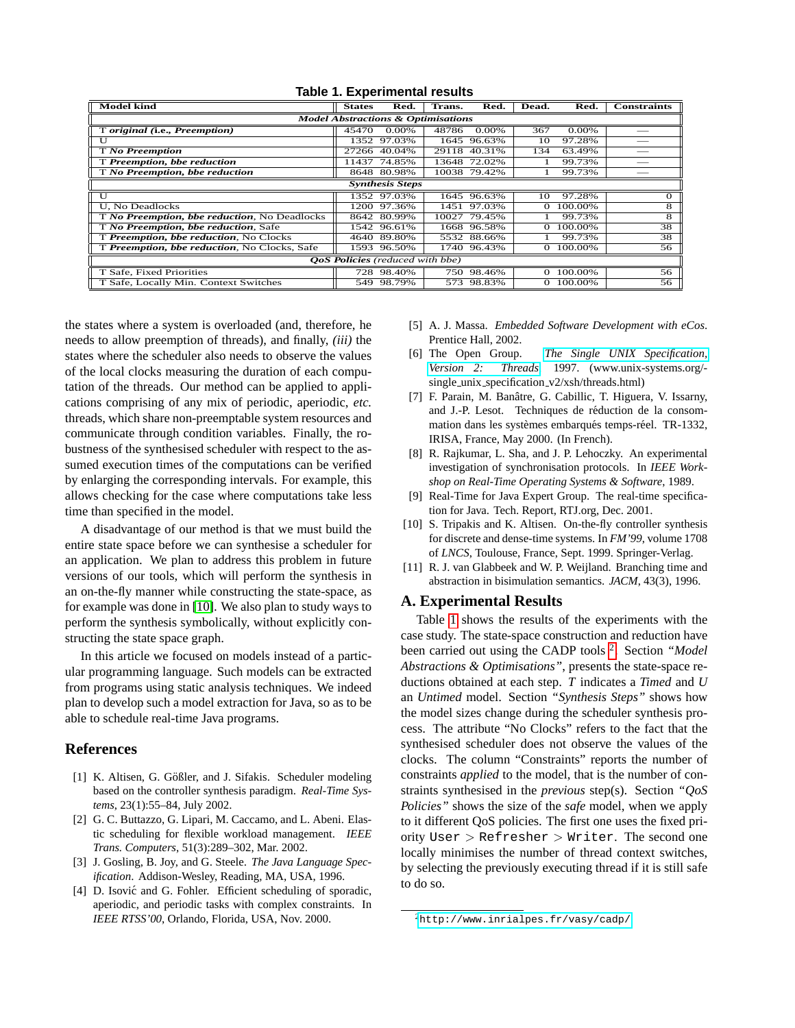**Table 1. Experimental results**

| Model kind | States | Red. | Trans. | Red. | Dead. | Red. | Constraints |
|---|---|---|---|---|---|---|---|
| ***Model Abstractions & Optimisations*** | | | | | | | |
| T ***original (i.e., Preemption)*** | 45470 | 0.00% | 48786 | 0.00% | 367 | 0.00% | — |
| U | 1352 | 97.03% | 1645 | 96.63% | 10 | 97.28% | — |
| T ***No Preemption*** | 27266 | 40.04% | 29118 | 40.31% | 134 | 63.49% | — |
| T ***Preemption, bbe reduction*** | 11437 | 74.85% | 13648 | 72.02% | 1 | 99.73% | — |
| T ***No Preemption, bbe reduction*** | 8648 | 80.98% | 10038 | 79.42% | 1 | 99.73% | — |
| ***Synthesis Steps*** | | | | | | | |
| U | 1352 | 97.03% | 1645 | 96.63% | 10 | 97.28% | 0 |
| U, No Deadlocks | 1200 | 97.36% | 1451 | 97.03% | 0 | 100.00% | 8 |
| T ***No Preemption, bbe reduction***, No Deadlocks | 8642 | 80.99% | 10027 | 79.45% | 1 | 99.73% | 8 |
| T ***No Preemption, bbe reduction***, Safe | 1542 | 96.61% | 1668 | 96.58% | 0 | 100.00% | 38 |
| T ***Preemption, bbe reduction***, No Clocks | 4640 | 89.80% | 5532 | 88.66% | 1 | 99.73% | 38 |
| T ***Preemption, bbe reduction***, No Clocks, Safe | 1593 | 96.50% | 1740 | 96.43% | 0 | 100.00% | 56 |
| ***QoS Policies** (reduced with bbe)* | | | | | | | |
| T Safe, Fixed Priorities | 728 | 98.40% | 750 | 98.46% | 0 | 100.00% | 56 |
| T Safe, Locally Min. Context Switches | 549 | 98.79% | 573 | 98.83% | 0 | 100.00% | 56 |

the states where a system is overloaded (and, therefore, he needs to allow preemption of threads), and finally, *(iii)* the states where the scheduler also needs to observe the values of the local clocks measuring the duration of each computation of the threads. Our method can be applied to applications comprising of any mix of periodic, aperiodic, *etc.* threads, which share non-preemptable system resources and communicate through condition variables. Finally, the robustness of the synthesised scheduler with respect to the assumed execution times of the computations can be verified by enlarging the corresponding intervals. For example, this allows checking for the case where computations take less time than specified in the model.

A disadvantage of our method is that we must build the entire state space before we can synthesise a scheduler for an application. We plan to address this problem in future versions of our tools, which will perform the synthesis in an on-the-fly manner while constructing the state-space, as for example was done in [10]. We also plan to study ways to perform the synthesis symbolically, without explicitly constructing the state space graph.

In this article we focused on models instead of a particular programming language. Such models can be extracted from programs using static analysis techniques. We indeed plan to develop such a model extraction for Java, so as to be able to schedule real-time Java programs.

## References

[1] K. Altisen, G. Gößler, and J. Sifakis. Scheduler modeling based on the controller synthesis paradigm. *Real-Time Systems*, 23(1):55–84, July 2002.

[2] G. C. Buttazzo, G. Lipari, M. Caccamo, and L. Abeni. Elastic scheduling for flexible workload management. *IEEE Trans. Computers*, 51(3):289–302, Mar. 2002.

[3] J. Gosling, B. Joy, and G. Steele. *The Java Language Specification*. Addison-Wesley, Reading, MA, USA, 1996.

[4] D. Isović and G. Fohler. Efficient scheduling of sporadic, aperiodic, and periodic tasks with complex constraints. In *IEEE RTSS'00*, Orlando, Florida, USA, Nov. 2000.

[5] A. J. Massa. *Embedded Software Development with eCos*. Prentice Hall, 2002.

[6] The Open Group. *The Single UNIX Specification, Version 2: Threads*, 1997. (www.unix-systems.org/-single_unix_specification_v2/xsh/threads.html)

[7] F. Parain, M. Banâtre, G. Cabillic, T. Higuera, V. Issarny, and J.-P. Lesot. Techniques de réduction de la consommation dans les systèmes embarqués temps-réel. TR-1332, IRISA, France, May 2000. (In French).

[8] R. Rajkumar, L. Sha, and J. P. Lehoczky. An experimental investigation of synchronisation protocols. In *IEEE Workshop on Real-Time Operating Systems & Software*, 1989.

[9] Real-Time for Java Expert Group. The real-time specification for Java. Tech. Report, RTJ.org, Dec. 2001.

[10] S. Tripakis and K. Altisen. On-the-fly controller synthesis for discrete and dense-time systems. In *FM'99*, volume 1708 of *LNCS*, Toulouse, France, Sept. 1999. Springer-Verlag.

[11] R. J. van Glabbeek and W. P. Weijland. Branching time and abstraction in bisimulation semantics. *JACM*, 43(3), 1996.

## A. Experimental Results

Table 1 shows the results of the experiments with the case study. The state-space construction and reduction have been carried out using the CADP tools [2]. Section *"Model Abstractions & Optimisations"*, presents the state-space reductions obtained at each step. *T* indicates a *Timed* and *U* an *Untimed* model. Section *"Synthesis Steps"* shows how the model sizes change during the scheduler synthesis process. The attribute "No Clocks" refers to the fact that the synthesised scheduler does not observe the values of the clocks. The column "Constraints" reports the number of constraints *applied* to the model, that is the number of constraints synthesised in the *previous* step(s). Section *"QoS Policies"* shows the size of the *safe* model, when we apply to it different QoS policies. The first one uses the fixed priority `User` > `Refresher` > `Writer`. The second one locally minimises the number of thread context switches, by selecting the previously executing thread if it is still safe to do so.

[2] http://www.inrialpes.fr/vasy/cadp/